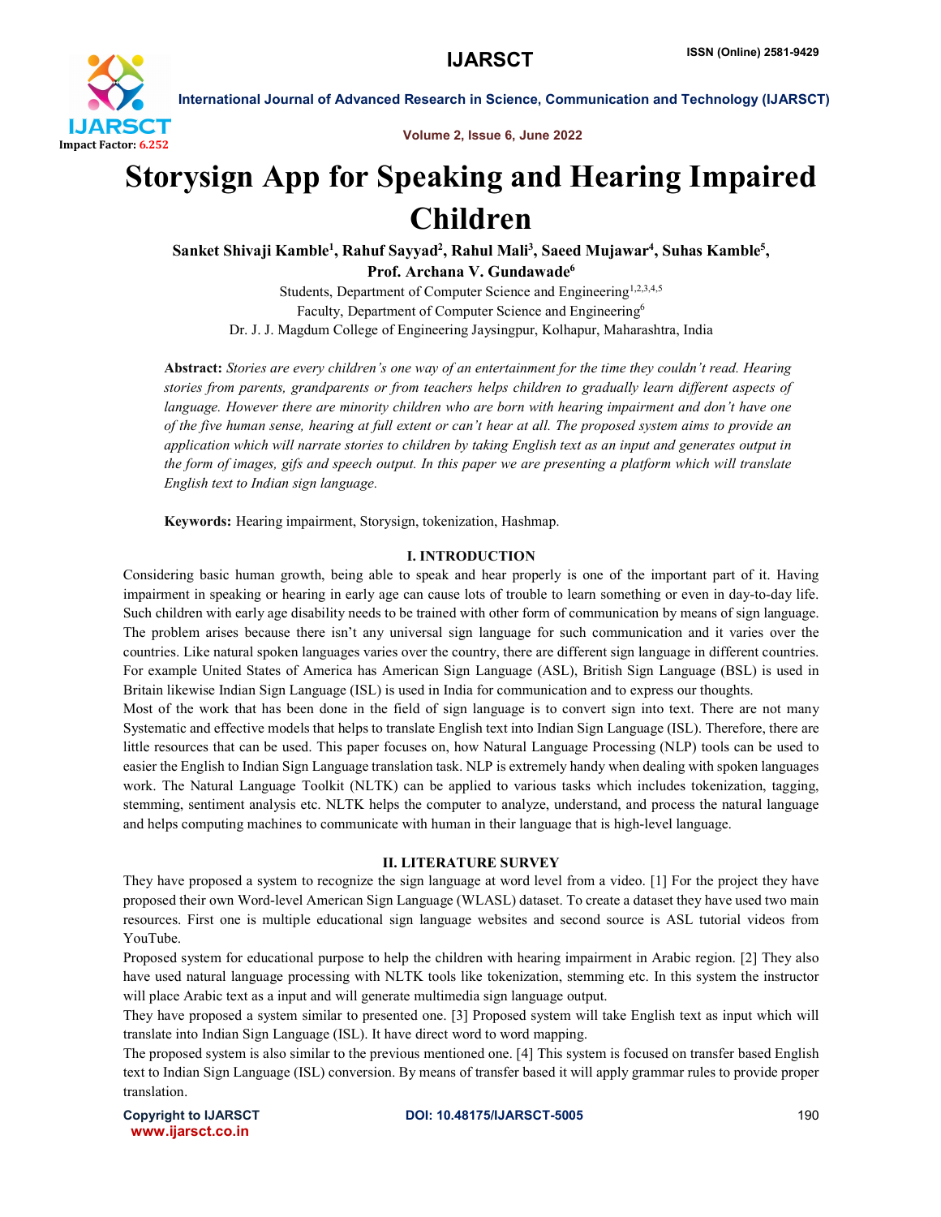# Storysign App for Speaking and Hearing Impaired Children

**Sanket Shivaji Kamble[1], Rahuf Sayyad[2], Rahul Mali[3], Saeed Mujawar[4], Suhas Kamble[5], Prof. Archana V. Gundawade[6]**

Students, Department of Computer Science and Engineering[1,2,3,4,5]

Faculty, Department of Computer Science and Engineering[6]

Dr. J. J. Magdum College of Engineering Jaysingpur, Kolhapur, Maharashtra, India

**Abstract:** *Stories are every children's one way of an entertainment for the time they couldn't read. Hearing stories from parents, grandparents or from teachers helps children to gradually learn different aspects of language. However there are minority children who are born with hearing impairment and don't have one of the five human sense, hearing at full extent or can't hear at all. The proposed system aims to provide an application which will narrate stories to children by taking English text as an input and generates output in the form of images, gifs and speech output. In this paper we are presenting a platform which will translate English text to Indian sign language.*

**Keywords:** Hearing impairment, Storysign, tokenization, Hashmap.

## I. INTRODUCTION

Considering basic human growth, being able to speak and hear properly is one of the important part of it. Having impairment in speaking or hearing in early age can cause lots of trouble to learn something or even in day-to-day life. Such children with early age disability needs to be trained with other form of communication by means of sign language. The problem arises because there isn't any universal sign language for such communication and it varies over the countries. Like natural spoken languages varies over the country, there are different sign language in different countries. For example United States of America has American Sign Language (ASL), British Sign Language (BSL) is used in Britain likewise Indian Sign Language (ISL) is used in India for communication and to express our thoughts.

Most of the work that has been done in the field of sign language is to convert sign into text. There are not many Systematic and effective models that helps to translate English text into Indian Sign Language (ISL). Therefore, there are little resources that can be used. This paper focuses on, how Natural Language Processing (NLP) tools can be used to easier the English to Indian Sign Language translation task. NLP is extremely handy when dealing with spoken languages work. The Natural Language Toolkit (NLTK) can be applied to various tasks which includes tokenization, tagging, stemming, sentiment analysis etc. NLTK helps the computer to analyze, understand, and process the natural language and helps computing machines to communicate with human in their language that is high-level language.

## II. LITERATURE SURVEY

They have proposed a system to recognize the sign language at word level from a video. [1] For the project they have proposed their own Word-level American Sign Language (WLASL) dataset. To create a dataset they have used two main resources. First one is multiple educational sign language websites and second source is ASL tutorial videos from YouTube.

Proposed system for educational purpose to help the children with hearing impairment in Arabic region. [2] They also have used natural language processing with NLTK tools like tokenization, stemming etc. In this system the instructor will place Arabic text as a input and will generate multimedia sign language output.

They have proposed a system similar to presented one. [3] Proposed system will take English text as input which will translate into Indian Sign Language (ISL). It have direct word to word mapping.

The proposed system is also similar to the previous mentioned one. [4] This system is focused on transfer based English text to Indian Sign Language (ISL) conversion. By means of transfer based it will apply grammar rules to provide proper translation.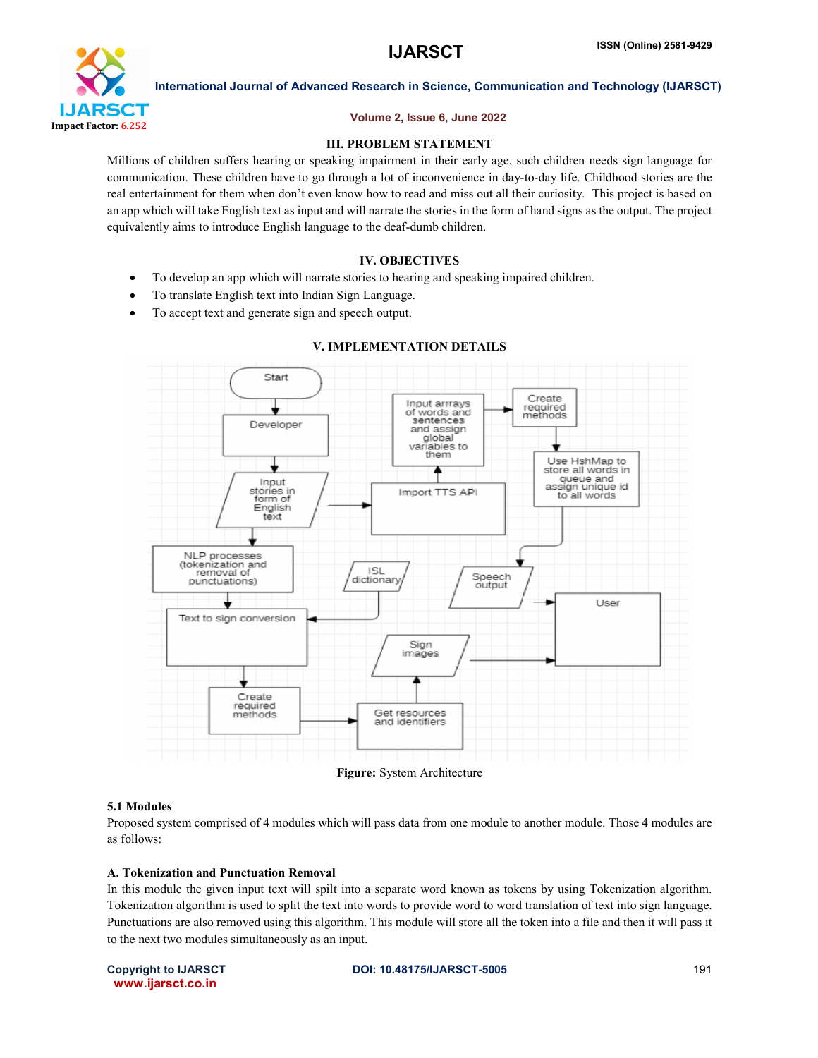### III. PROBLEM STATEMENT

Millions of children suffers hearing or speaking impairment in their early age, such children needs sign language for communication. These children have to go through a lot of inconvenience in day-to-day life. Childhood stories are the real entertainment for them when don't even know how to read and miss out all their curiosity. This project is based on an app which will take English text as input and will narrate the stories in the form of hand signs as the output. The project equivalently aims to introduce English language to the deaf-dumb children.

### IV. OBJECTIVES

- To develop an app which will narrate stories to hearing and speaking impaired children.
- To translate English text into Indian Sign Language.
- To accept text and generate sign and speech output.

### V. IMPLEMENTATION DETAILS

**Figure:** System Architecture

#### 5.1 Modules

Proposed system comprised of 4 modules which will pass data from one module to another module. Those 4 modules are as follows:

#### A. Tokenization and Punctuation Removal

In this module the given input text will spilt into a separate word known as tokens by using Tokenization algorithm. Tokenization algorithm is used to split the text into words to provide word to word translation of text into sign language. Punctuations are also removed using this algorithm. This module will store all the token into a file and then it will pass it to the next two modules simultaneously as an input.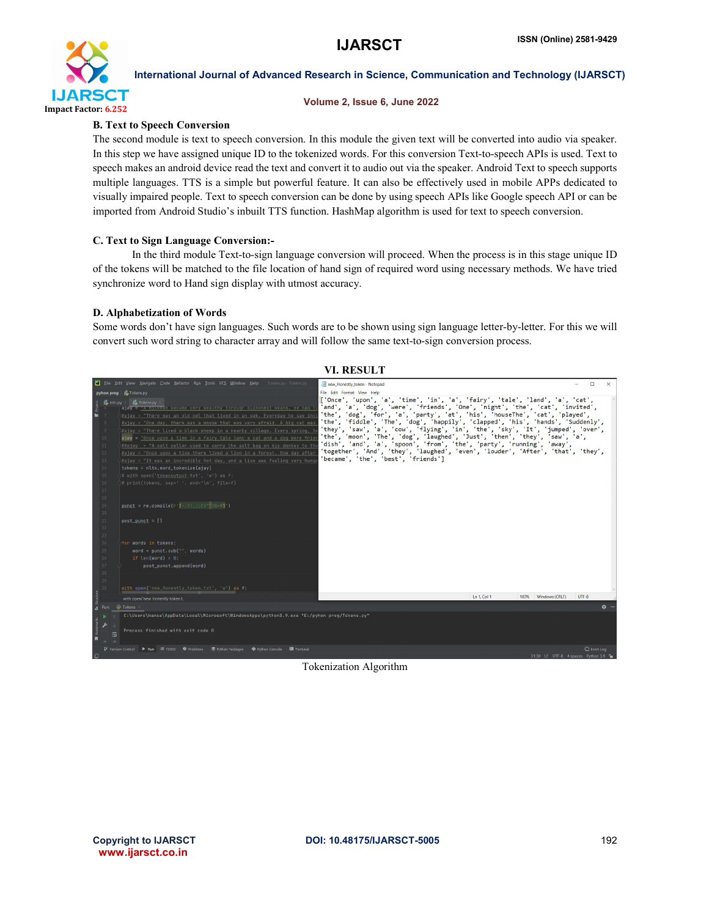### B. Text to Speech Conversion

The second module is text to speech conversion. In this module the given text will be converted into audio via speaker. In this step we have assigned unique ID to the tokenized words. For this conversion Text-to-speech APIs is used. Text to speech makes an android device read the text and convert it to audio out via the speaker. Android Text to speech supports multiple languages. TTS is a simple but powerful feature. It can also be effectively used in mobile APPs dedicated to visually impaired people. Text to speech conversion can be done by using speech APIs like Google speech API or can be imported from Android Studio's inbuilt TTS function. HashMap algorithm is used for text to speech conversion.

### C. Text to Sign Language Conversion:-

In the third module Text-to-sign language conversion will proceed. When the process is in this stage unique ID of the tokens will be matched to the file location of hand sign of required word using necessary methods. We have tried synchronize word to Hand sign display with utmost accuracy.

### D. Alphabetization of Words

Some words don't have sign languages. Such words are to be shown using sign language letter-by-letter. For this we will convert such word string to character array and will follow the same text-to-sign conversion process.

## VI. RESULT

Tokenization Algorithm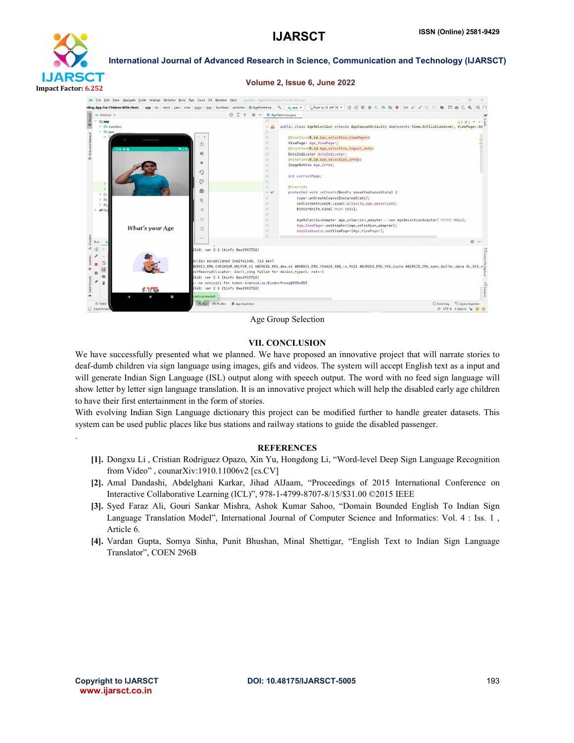Age Group Selection

## VII. CONCLUSION

We have successfully presented what we planned. We have proposed an innovative project that will narrate stories to deaf-dumb children via sign language using images, gifs and videos. The system will accept English text as a input and will generate Indian Sign Language (ISL) output along with speech output. The word with no feed sign language will show letter by letter sign language translation. It is an innovative project which will help the disabled early age children to have their first entertainment in the form of stories.

With evolving Indian Sign Language dictionary this project can be modified further to handle greater datasets. This system can be used public places like bus stations and railway stations to guide the disabled passenger.

.

## REFERENCES

**[1].** Dongxu Li , Cristian Rodriguez Opazo, Xin Yu, Hongdong Li, "Word-level Deep Sign Language Recognition from Video" , counarXiv:1910.11006v2 [cs.CV]

**[2].** Amal Dandashi, Abdelghani Karkar, Jihad AlJaam, "Proceedings of 2015 International Conference on Interactive Collaborative Learning (ICL)", 978-1-4799-8707-8/15/$31.00 ©2015 IEEE

**[3].** Syed Faraz Ali, Gouri Sankar Mishra, Ashok Kumar Sahoo, "Domain Bounded English To Indian Sign Language Translation Model", International Journal of Computer Science and Informatics: Vol. 4 : Iss. 1 , Article 6.

**[4].** Vardan Gupta, Somya Sinha, Punit Bhushan, Minal Shettigar, "English Text to Indian Sign Language Translator", COEN 296B